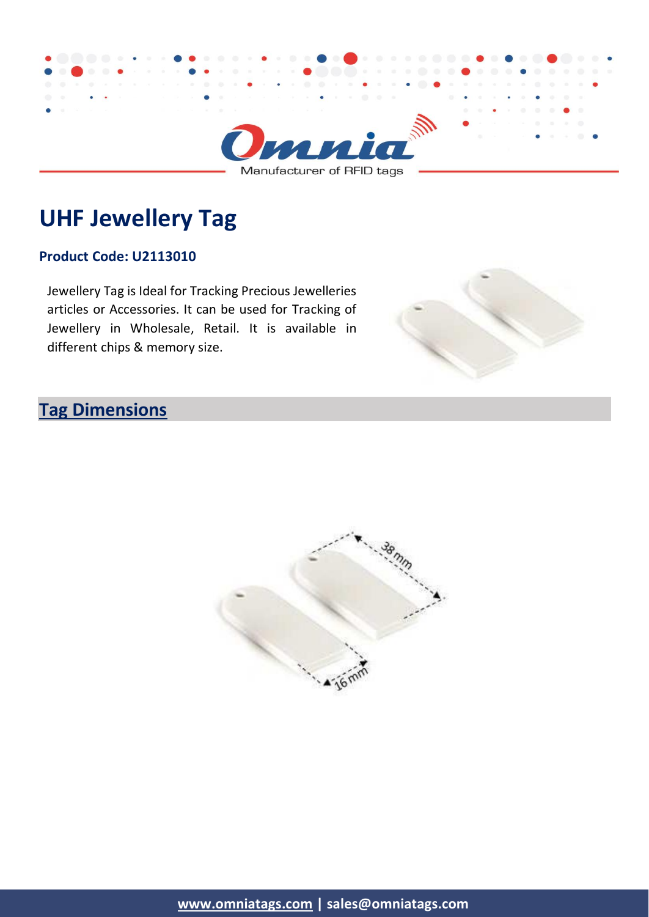# UHF Jewellery Tag

**Product Code: U2113010**

Jewellery Tag is Ideal for Tracking Precious Jewelleries articles or Accessories. It can be used for Tracking of Jewellery in Wholesale, Retail. It is available in different chips & memory size.

## Tag Dimensions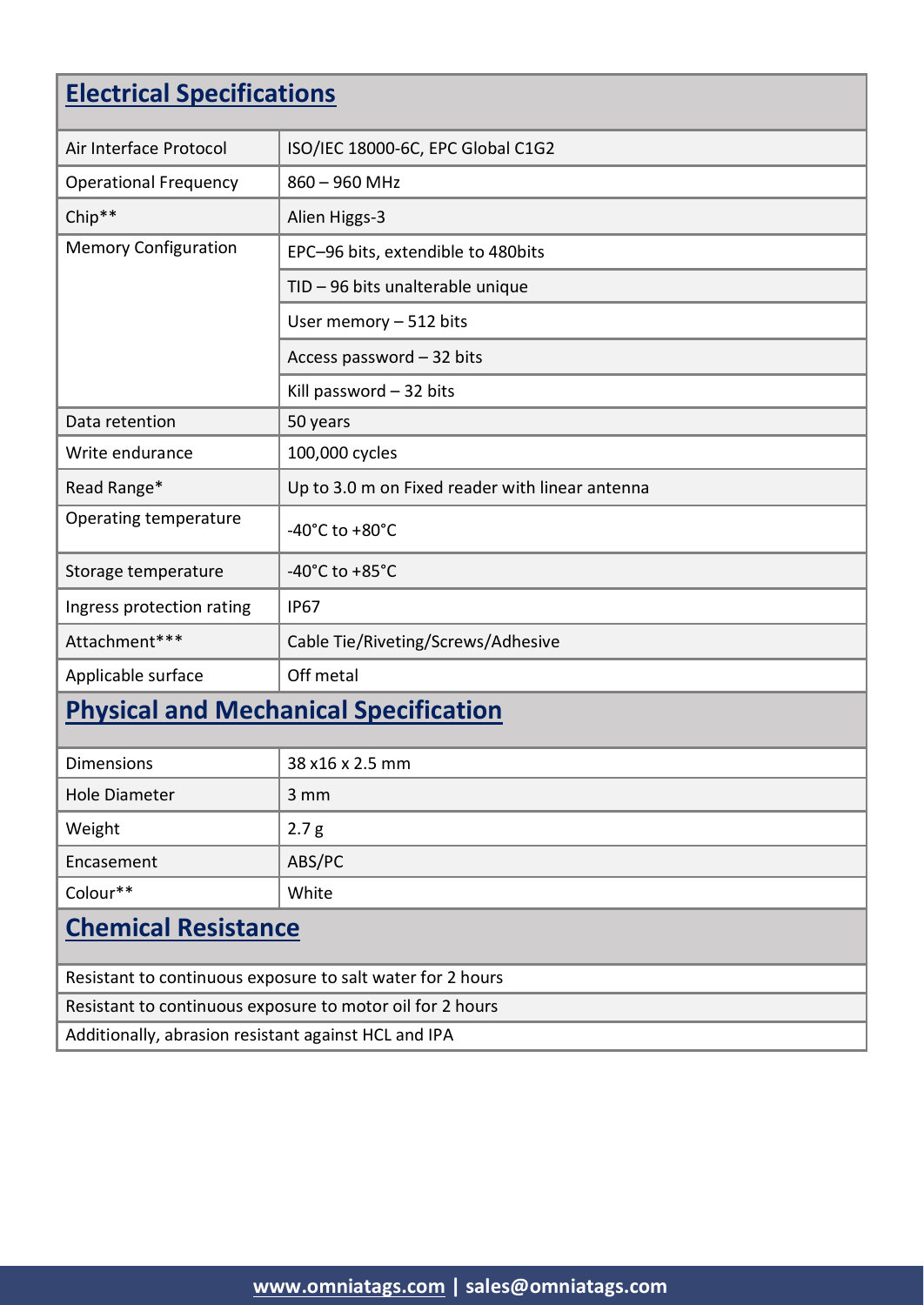## Electrical Specifications

| | |
|---|---|
| Air Interface Protocol | ISO/IEC 18000-6C, EPC Global C1G2 |
| Operational Frequency | 860 – 960 MHz |
| Chip** | Alien Higgs-3 |
| Memory Configuration | EPC–96 bits, extendible to 480bits |
| | TID – 96 bits unalterable unique |
| | User memory – 512 bits |
| | Access password – 32 bits |
| | Kill password – 32 bits |
| Data retention | 50 years |
| Write endurance | 100,000 cycles |
| Read Range* | Up to 3.0 m on Fixed reader with linear antenna |
| Operating temperature | -40°C to +80°C |
| Storage temperature | -40°C to +85°C |
| Ingress protection rating | IP67 |
| Attachment*** | Cable Tie/Riveting/Screws/Adhesive |
| Applicable surface | Off metal |

## Physical and Mechanical Specification

| | |
|---|---|
| Dimensions | 38 x16 x 2.5 mm |
| Hole Diameter | 3 mm |
| Weight | 2.7 g |
| Encasement | ABS/PC |
| Colour** | White |

## Chemical Resistance

Resistant to continuous exposure to salt water for 2 hours

Resistant to continuous exposure to motor oil for 2 hours

Additionally, abrasion resistant against HCL and IPA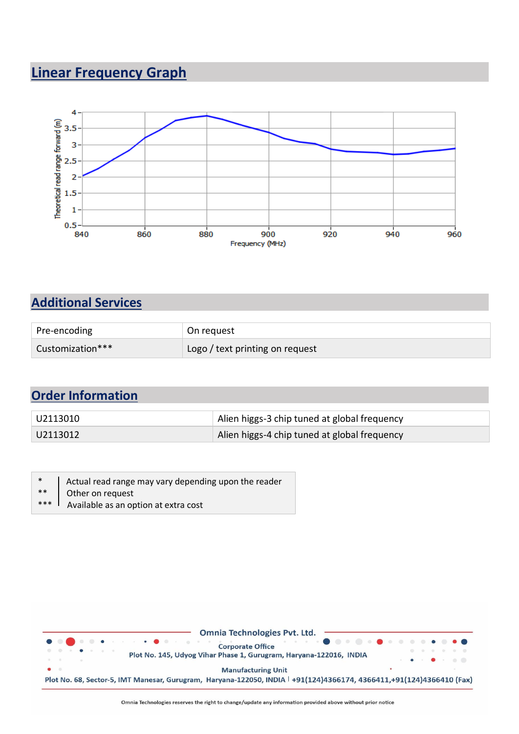## Linear Frequency Graph

Theoretical read range forward (m)

4
3.5
3
2.5
2
1.5
1
0.5

840 860 880 900 920 940 960

Frequency (MHz)

## Additional Services

| | |
|---|---|
| Pre-encoding | On request |
| Customization*** | Logo / text printing on request |

## Order Information

| | |
|---|---|
| U2113010 | Alien higgs-3 chip tuned at global frequency |
| U2113012 | Alien higgs-4 chip tuned at global frequency |

| | |
|---|---|
| * | Actual read range may vary depending upon the reader |
| ** | Other on request |
| *** | Available as an option at extra cost |

**Omnia Technologies Pvt. Ltd.**

Corporate Office

Plot No. 145, Udyog Vihar Phase 1, Gurugram, Haryana-122016, INDIA

Manufacturing Unit

Plot No. 68, Sector-5, IMT Manesar, Gurugram, Haryana-122050, INDIA | +91(124)4366174, 4366411,+91(124)4366410 (Fax)

Omnia Technologies reserves the right to change/update any information provided above without prior notice